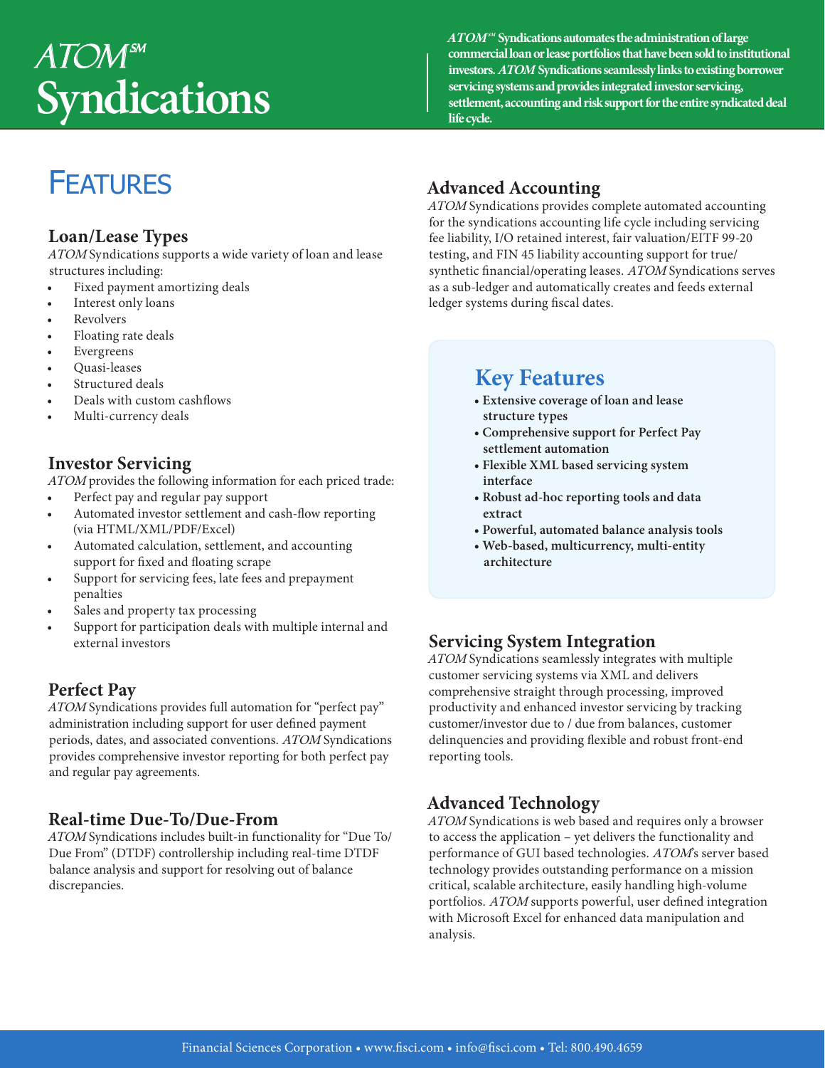# *ATOM*℠ Syndications

***ATOM*℠ Syndications automates the administration of large commercial loan or lease portfolios that have been sold to institutional investors. *ATOM* Syndications seamlessly links to existing borrower servicing systems and provides integrated investor servicing, settlement, accounting and risk support for the entire syndicated deal life cycle.**

## Features

### Loan/Lease Types

*ATOM* Syndications supports a wide variety of loan and lease structures including:

- Fixed payment amortizing deals
- Interest only loans
- Revolvers
- Floating rate deals
- Evergreens
- Quasi-leases
- Structured deals
- Deals with custom cashflows
- Multi-currency deals

### Investor Servicing

*ATOM* provides the following information for each priced trade:

- Perfect pay and regular pay support
- Automated investor settlement and cash-flow reporting (via HTML/XML/PDF/Excel)
- Automated calculation, settlement, and accounting support for fixed and floating scrape
- Support for servicing fees, late fees and prepayment penalties
- Sales and property tax processing
- Support for participation deals with multiple internal and external investors

### Perfect Pay

*ATOM* Syndications provides full automation for "perfect pay" administration including support for user defined payment periods, dates, and associated conventions. *ATOM* Syndications provides comprehensive investor reporting for both perfect pay and regular pay agreements.

### Real-time Due-To/Due-From

*ATOM* Syndications includes built-in functionality for "Due To/ Due From" (DTDF) controllership including real-time DTDF balance analysis and support for resolving out of balance discrepancies.

### Advanced Accounting

*ATOM* Syndications provides complete automated accounting for the syndications accounting life cycle including servicing fee liability, I/O retained interest, fair valuation/EITF 99-20 testing, and FIN 45 liability accounting support for true/ synthetic financial/operating leases. *ATOM* Syndications serves as a sub-ledger and automatically creates and feeds external ledger systems during fiscal dates.

### Key Features

- **Extensive coverage of loan and lease structure types**
- **Comprehensive support for Perfect Pay settlement automation**
- **Flexible XML based servicing system interface**
- **Robust ad-hoc reporting tools and data extract**
- **Powerful, automated balance analysis tools**
- **Web-based, multicurrency, multi-entity architecture**

### Servicing System Integration

*ATOM* Syndications seamlessly integrates with multiple customer servicing systems via XML and delivers comprehensive straight through processing, improved productivity and enhanced investor servicing by tracking customer/investor due to / due from balances, customer delinquencies and providing flexible and robust front-end reporting tools.

### Advanced Technology

*ATOM* Syndications is web based and requires only a browser to access the application – yet delivers the functionality and performance of GUI based technologies. *ATOM*'s server based technology provides outstanding performance on a mission critical, scalable architecture, easily handling high-volume portfolios. *ATOM* supports powerful, user defined integration with Microsoft Excel for enhanced data manipulation and analysis.

Financial Sciences Corporation • www.fisci.com • info@fisci.com • Tel: 800.490.4659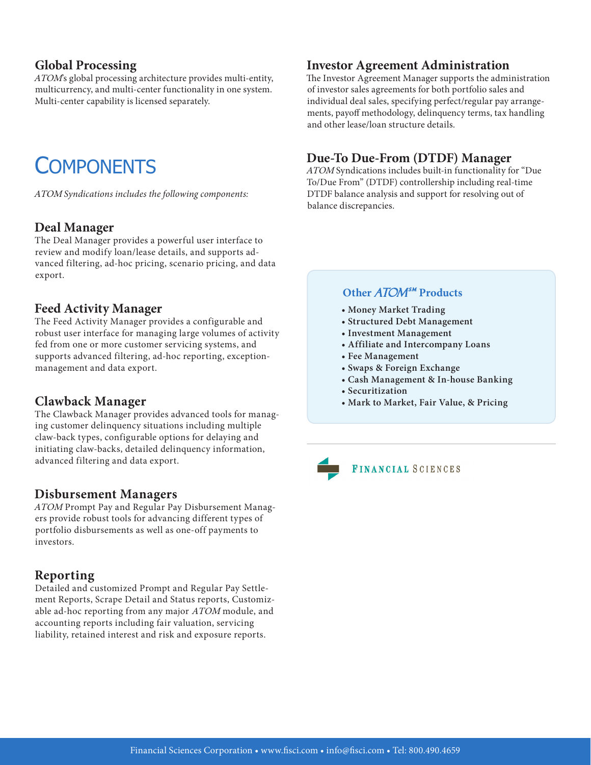### Global Processing

*ATOM*'s global processing architecture provides multi-entity, multicurrency, and multi-center functionality in one system. Multi-center capability is licensed separately.

## COMPONENTS

*ATOM Syndications includes the following components:*

### Deal Manager

The Deal Manager provides a powerful user interface to review and modify loan/lease details, and supports advanced filtering, ad-hoc pricing, scenario pricing, and data export.

### Feed Activity Manager

The Feed Activity Manager provides a configurable and robust user interface for managing large volumes of activity fed from one or more customer servicing systems, and supports advanced filtering, ad-hoc reporting, exception-management and data export.

### Clawback Manager

The Clawback Manager provides advanced tools for managing customer delinquency situations including multiple claw-back types, configurable options for delaying and initiating claw-backs, detailed delinquency information, advanced filtering and data export.

### Disbursement Managers

*ATOM* Prompt Pay and Regular Pay Disbursement Managers provide robust tools for advancing different types of portfolio disbursements as well as one-off payments to investors.

### Reporting

Detailed and customized Prompt and Regular Pay Settlement Reports, Scrape Detail and Status reports, Customizable ad-hoc reporting from any major *ATOM* module, and accounting reports including fair valuation, servicing liability, retained interest and risk and exposure reports.

### Investor Agreement Administration

The Investor Agreement Manager supports the administration of investor sales agreements for both portfolio sales and individual deal sales, specifying perfect/regular pay arrangements, payoff methodology, delinquency terms, tax handling and other lease/loan structure details.

### Due-To Due-From (DTDF) Manager

*ATOM* Syndications includes built-in functionality for "Due To/Due From" (DTDF) controllership including real-time DTDF balance analysis and support for resolving out of balance discrepancies.

**Other *ATOM*℠ Products**

- Money Market Trading
- Structured Debt Management
- Investment Management
- Affiliate and Intercompany Loans
- Fee Management
- Swaps & Foreign Exchange
- Cash Management & In-house Banking
- Securitization
- Mark to Market, Fair Value, & Pricing

FINANCIAL SCIENCES

Financial Sciences Corporation • www.fisci.com • info@fisci.com • Tel: 800.490.4659